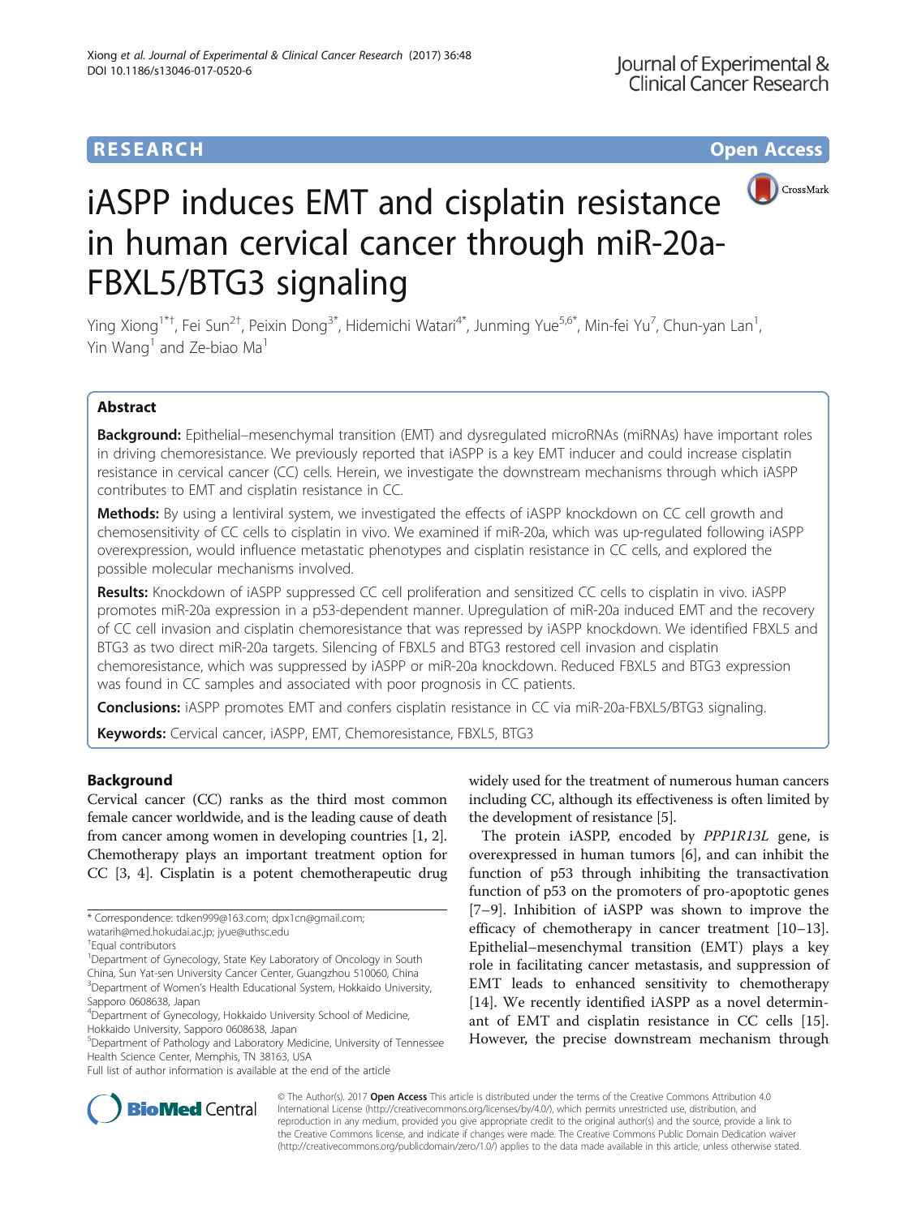**RESEARCH Open Access**

# iASPP induces EMT and cisplatin resistance in human cervical cancer through miR-20a-FBXL5/BTG3 signaling

Ying Xiong[1*†], Fei Sun[2†], Peixin Dong[3*], Hidemichi Watari[4*], Junming Yue[5,6*], Min-fei Yu[7], Chun-yan Lan[1], Yin Wang[1] and Ze-biao Ma[1]

## Abstract

**Background:** Epithelial–mesenchymal transition (EMT) and dysregulated microRNAs (miRNAs) have important roles in driving chemoresistance. We previously reported that iASPP is a key EMT inducer and could increase cisplatin resistance in cervical cancer (CC) cells. Herein, we investigate the downstream mechanisms through which iASPP contributes to EMT and cisplatin resistance in CC.

**Methods:** By using a lentiviral system, we investigated the effects of iASPP knockdown on CC cell growth and chemosensitivity of CC cells to cisplatin in vivo. We examined if miR-20a, which was up-regulated following iASPP overexpression, would influence metastatic phenotypes and cisplatin resistance in CC cells, and explored the possible molecular mechanisms involved.

**Results:** Knockdown of iASPP suppressed CC cell proliferation and sensitized CC cells to cisplatin in vivo. iASPP promotes miR-20a expression in a p53-dependent manner. Upregulation of miR-20a induced EMT and the recovery of CC cell invasion and cisplatin chemoresistance that was repressed by iASPP knockdown. We identified FBXL5 and BTG3 as two direct miR-20a targets. Silencing of FBXL5 and BTG3 restored cell invasion and cisplatin chemoresistance, which was suppressed by iASPP or miR-20a knockdown. Reduced FBXL5 and BTG3 expression was found in CC samples and associated with poor prognosis in CC patients.

**Conclusions:** iASPP promotes EMT and confers cisplatin resistance in CC via miR-20a-FBXL5/BTG3 signaling.

**Keywords:** Cervical cancer, iASPP, EMT, Chemoresistance, FBXL5, BTG3

## Background

Cervical cancer (CC) ranks as the third most common female cancer worldwide, and is the leading cause of death from cancer among women in developing countries [1, 2]. Chemotherapy plays an important treatment option for CC [3, 4]. Cisplatin is a potent chemotherapeutic drug widely used for the treatment of numerous human cancers including CC, although its effectiveness is often limited by the development of resistance [5].

The protein iASPP, encoded by *PPP1R13L* gene, is overexpressed in human tumors [6], and can inhibit the function of p53 through inhibiting the transactivation function of p53 on the promoters of pro-apoptotic genes [7–9]. Inhibition of iASPP was shown to improve the efficacy of chemotherapy in cancer treatment [10–13]. Epithelial–mesenchymal transition (EMT) plays a key role in facilitating cancer metastasis, and suppression of EMT leads to enhanced sensitivity to chemotherapy [14]. We recently identified iASPP as a novel determinant of EMT and cisplatin resistance in CC cells [15]. However, the precise downstream mechanism through

\* Correspondence: tdken999@163.com; dpx1cn@gmail.com; watarih@med.hokudai.ac.jp; jyue@uthsc.edu

†Equal contributors

[1]Department of Gynecology, State Key Laboratory of Oncology in South China, Sun Yat-sen University Cancer Center, Guangzhou 510060, China

[3]Department of Women's Health Educational System, Hokkaido University, Sapporo 0608638, Japan

[4]Department of Gynecology, Hokkaido University School of Medicine, Hokkaido University, Sapporo 0608638, Japan

[5]Department of Pathology and Laboratory Medicine, University of Tennessee Health Science Center, Memphis, TN 38163, USA

Full list of author information is available at the end of the article

© The Author(s). 2017 **Open Access** This article is distributed under the terms of the Creative Commons Attribution 4.0 International License (http://creativecommons.org/licenses/by/4.0/), which permits unrestricted use, distribution, and reproduction in any medium, provided you give appropriate credit to the original author(s) and the source, provide a link to the Creative Commons license, and indicate if changes were made. The Creative Commons Public Domain Dedication waiver (http://creativecommons.org/publicdomain/zero/1.0/) applies to the data made available in this article, unless otherwise stated.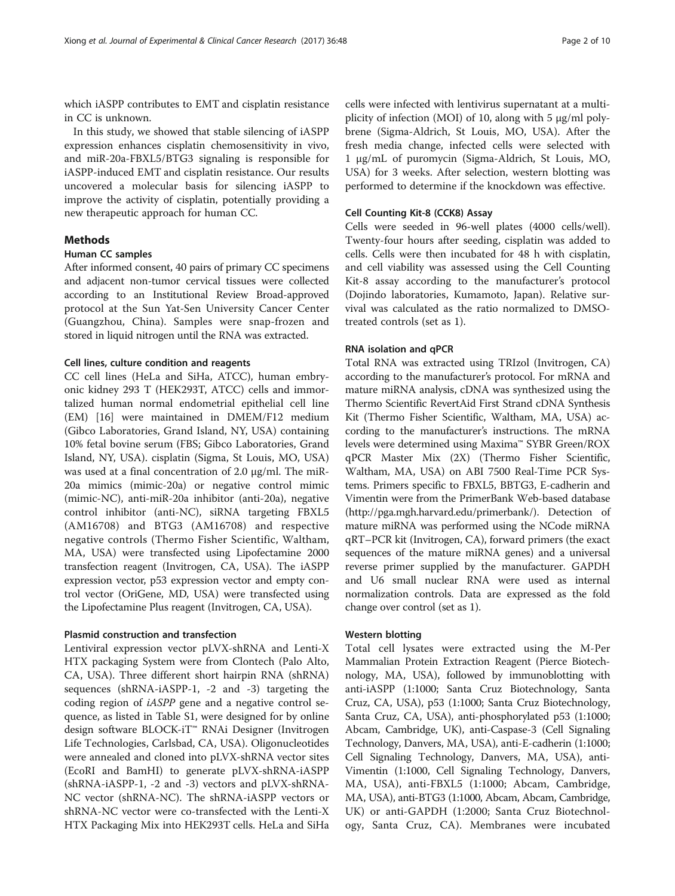which iASPP contributes to EMT and cisplatin resistance in CC is unknown.

In this study, we showed that stable silencing of iASPP expression enhances cisplatin chemosensitivity in vivo, and miR-20a-FBXL5/BTG3 signaling is responsible for iASPP-induced EMT and cisplatin resistance. Our results uncovered a molecular basis for silencing iASPP to improve the activity of cisplatin, potentially providing a new therapeutic approach for human CC.

## Methods

### Human CC samples

After informed consent, 40 pairs of primary CC specimens and adjacent non-tumor cervical tissues were collected according to an Institutional Review Broad-approved protocol at the Sun Yat-Sen University Cancer Center (Guangzhou, China). Samples were snap-frozen and stored in liquid nitrogen until the RNA was extracted.

### Cell lines, culture condition and reagents

CC cell lines (HeLa and SiHa, ATCC), human embryonic kidney 293 T (HEK293T, ATCC) cells and immortalized human normal endometrial epithelial cell line (EM) [16] were maintained in DMEM/F12 medium (Gibco Laboratories, Grand Island, NY, USA) containing 10% fetal bovine serum (FBS; Gibco Laboratories, Grand Island, NY, USA). cisplatin (Sigma, St Louis, MO, USA) was used at a final concentration of 2.0 μg/ml. The miR-20a mimics (mimic-20a) or negative control mimic (mimic-NC), anti-miR-20a inhibitor (anti-20a), negative control inhibitor (anti-NC), siRNA targeting FBXL5 (AM16708) and BTG3 (AM16708) and respective negative controls (Thermo Fisher Scientific, Waltham, MA, USA) were transfected using Lipofectamine 2000 transfection reagent (Invitrogen, CA, USA). The iASPP expression vector, p53 expression vector and empty control vector (OriGene, MD, USA) were transfected using the Lipofectamine Plus reagent (Invitrogen, CA, USA).

### Plasmid construction and transfection

Lentiviral expression vector pLVX-shRNA and Lenti-X HTX packaging System were from Clontech (Palo Alto, CA, USA). Three different short hairpin RNA (shRNA) sequences (shRNA-iASPP-1, -2 and -3) targeting the coding region of *iASPP* gene and a negative control sequence, as listed in Table S1, were designed for by online design software BLOCK-iT™ RNAi Designer (Invitrogen Life Technologies, Carlsbad, CA, USA). Oligonucleotides were annealed and cloned into pLVX-shRNA vector sites (EcoRI and BamHI) to generate pLVX-shRNA-iASPP (shRNA-iASPP-1, -2 and -3) vectors and pLVX-shRNA-NC vector (shRNA-NC). The shRNA-iASPP vectors or shRNA-NC vector were co-transfected with the Lenti-X HTX Packaging Mix into HEK293T cells. HeLa and SiHa cells were infected with lentivirus supernatant at a multiplicity of infection (MOI) of 10, along with 5 μg/ml polybrene (Sigma-Aldrich, St Louis, MO, USA). After the fresh media change, infected cells were selected with 1 μg/mL of puromycin (Sigma-Aldrich, St Louis, MO, USA) for 3 weeks. After selection, western blotting was performed to determine if the knockdown was effective.

### Cell Counting Kit-8 (CCK8) Assay

Cells were seeded in 96-well plates (4000 cells/well). Twenty-four hours after seeding, cisplatin was added to cells. Cells were then incubated for 48 h with cisplatin, and cell viability was assessed using the Cell Counting Kit-8 assay according to the manufacturer's protocol (Dojindo laboratories, Kumamoto, Japan). Relative survival was calculated as the ratio normalized to DMSO-treated controls (set as 1).

### RNA isolation and qPCR

Total RNA was extracted using TRIzol (Invitrogen, CA) according to the manufacturer's protocol. For mRNA and mature miRNA analysis, cDNA was synthesized using the Thermo Scientific RevertAid First Strand cDNA Synthesis Kit (Thermo Fisher Scientific, Waltham, MA, USA) according to the manufacturer's instructions. The mRNA levels were determined using Maxima™ SYBR Green/ROX qPCR Master Mix (2X) (Thermo Fisher Scientific, Waltham, MA, USA) on ABI 7500 Real-Time PCR Systems. Primers specific to FBXL5, BBTG3, E-cadherin and Vimentin were from the PrimerBank Web-based database (http://pga.mgh.harvard.edu/primerbank/). Detection of mature miRNA was performed using the NCode miRNA qRT–PCR kit (Invitrogen, CA), forward primers (the exact sequences of the mature miRNA genes) and a universal reverse primer supplied by the manufacturer. GAPDH and U6 small nuclear RNA were used as internal normalization controls. Data are expressed as the fold change over control (set as 1).

### Western blotting

Total cell lysates were extracted using the M-Per Mammalian Protein Extraction Reagent (Pierce Biotechnology, MA, USA), followed by immunoblotting with anti-iASPP (1:1000; Santa Cruz Biotechnology, Santa Cruz, CA, USA), p53 (1:1000; Santa Cruz Biotechnology, Santa Cruz, CA, USA), anti-phosphorylated p53 (1:1000; Abcam, Cambridge, UK), anti-Caspase-3 (Cell Signaling Technology, Danvers, MA, USA), anti-E-cadherin (1:1000; Cell Signaling Technology, Danvers, MA, USA), anti-Vimentin (1:1000, Cell Signaling Technology, Danvers, MA, USA), anti-FBXL5 (1:1000; Abcam, Cambridge, MA, USA), anti-BTG3 (1:1000, Abcam, Abcam, Cambridge, UK) or anti-GAPDH (1:2000; Santa Cruz Biotechnology, Santa Cruz, CA). Membranes were incubated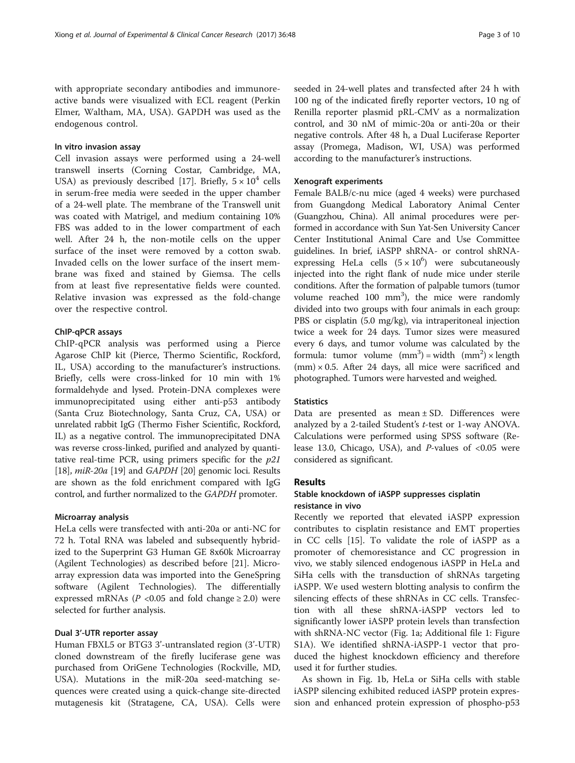with appropriate secondary antibodies and immunoreactive bands were visualized with ECL reagent (Perkin Elmer, Waltham, MA, USA). GAPDH was used as the endogenous control.

#### In vitro invasion assay

Cell invasion assays were performed using a 24-well transwell inserts (Corning Costar, Cambridge, MA, USA) as previously described [17]. Briefly, $5 \times 10^4$ cells in serum-free media were seeded in the upper chamber of a 24-well plate. The membrane of the Transwell unit was coated with Matrigel, and medium containing 10% FBS was added to in the lower compartment of each well. After 24 h, the non-motile cells on the upper surface of the inset were removed by a cotton swab. Invaded cells on the lower surface of the insert membrane was fixed and stained by Giemsa. The cells from at least five representative fields were counted. Relative invasion was expressed as the fold-change over the respective control.

#### ChIP-qPCR assays

ChIP-qPCR analysis was performed using a Pierce Agarose ChIP kit (Pierce, Thermo Scientific, Rockford, IL, USA) according to the manufacturer's instructions. Briefly, cells were cross-linked for 10 min with 1% formaldehyde and lysed. Protein-DNA complexes were immunoprecipitated using either anti-p53 antibody (Santa Cruz Biotechnology, Santa Cruz, CA, USA) or unrelated rabbit IgG (Thermo Fisher Scientific, Rockford, IL) as a negative control. The immunoprecipitated DNA was reverse cross-linked, purified and analyzed by quantitative real-time PCR, using primers specific for the *p21* [18], *miR-20a* [19] and *GAPDH* [20] genomic loci. Results are shown as the fold enrichment compared with IgG control, and further normalized to the *GAPDH* promoter.

#### Microarray analysis

HeLa cells were transfected with anti-20a or anti-NC for 72 h. Total RNA was labeled and subsequently hybridized to the Superprint G3 Human GE 8x60k Microarray (Agilent Technologies) as described before [21]. Microarray expression data was imported into the GeneSpring software (Agilent Technologies). The differentially expressed mRNAs ($P < 0.05$ and fold change $\geq 2.0$) were selected for further analysis.

#### Dual 3'-UTR reporter assay

Human FBXL5 or BTG3 3'-untranslated region (3'-UTR) cloned downstream of the firefly luciferase gene was purchased from OriGene Technologies (Rockville, MD, USA). Mutations in the miR-20a seed-matching sequences were created using a quick-change site-directed mutagenesis kit (Stratagene, CA, USA). Cells were seeded in 24-well plates and transfected after 24 h with 100 ng of the indicated firefly reporter vectors, 10 ng of Renilla reporter plasmid pRL-CMV as a normalization control, and 30 nM of mimic-20a or anti-20a or their negative controls. After 48 h, a Dual Luciferase Reporter assay (Promega, Madison, WI, USA) was performed according to the manufacturer's instructions.

#### Xenograft experiments

Female BALB/c-nu mice (aged 4 weeks) were purchased from Guangdong Medical Laboratory Animal Center (Guangzhou, China). All animal procedures were performed in accordance with Sun Yat-Sen University Cancer Center Institutional Animal Care and Use Committee guidelines. In brief, iASPP shRNA- or control shRNA-expressing HeLa cells ($5 \times 10^6$) were subcutaneously injected into the right flank of nude mice under sterile conditions. After the formation of palpable tumors (tumor volume reached 100 $mm^3$), the mice were randomly divided into two groups with four animals in each group: PBS or cisplatin (5.0 mg/kg), via intraperitoneal injection twice a week for 24 days. Tumor sizes were measured every 6 days, and tumor volume was calculated by the formula: tumor volume ($mm^3$) = width ($mm^2$) × length (mm) × 0.5. After 24 days, all mice were sacrificed and photographed. Tumors were harvested and weighed.

#### Statistics

Data are presented as mean ± SD. Differences were analyzed by a 2-tailed Student's *t*-test or 1-way ANOVA. Calculations were performed using SPSS software (Release 13.0, Chicago, USA), and *P*-values of <0.05 were considered as significant.

## Results

### Stable knockdown of iASPP suppresses cisplatin resistance in vivo

Recently we reported that elevated iASPP expression contributes to cisplatin resistance and EMT properties in CC cells [15]. To validate the role of iASPP as a promoter of chemoresistance and CC progression in vivo, we stably silenced endogenous iASPP in HeLa and SiHa cells with the transduction of shRNAs targeting iASPP. We used western blotting analysis to confirm the silencing effects of these shRNAs in CC cells. Transfection with all these shRNA-iASPP vectors led to significantly lower iASPP protein levels than transfection with shRNA-NC vector (Fig. 1a; Additional file 1: Figure S1A). We identified shRNA-iASPP-1 vector that produced the highest knockdown efficiency and therefore used it for further studies.

As shown in Fig. 1b, HeLa or SiHa cells with stable iASPP silencing exhibited reduced iASPP protein expression and enhanced protein expression of phospho-p53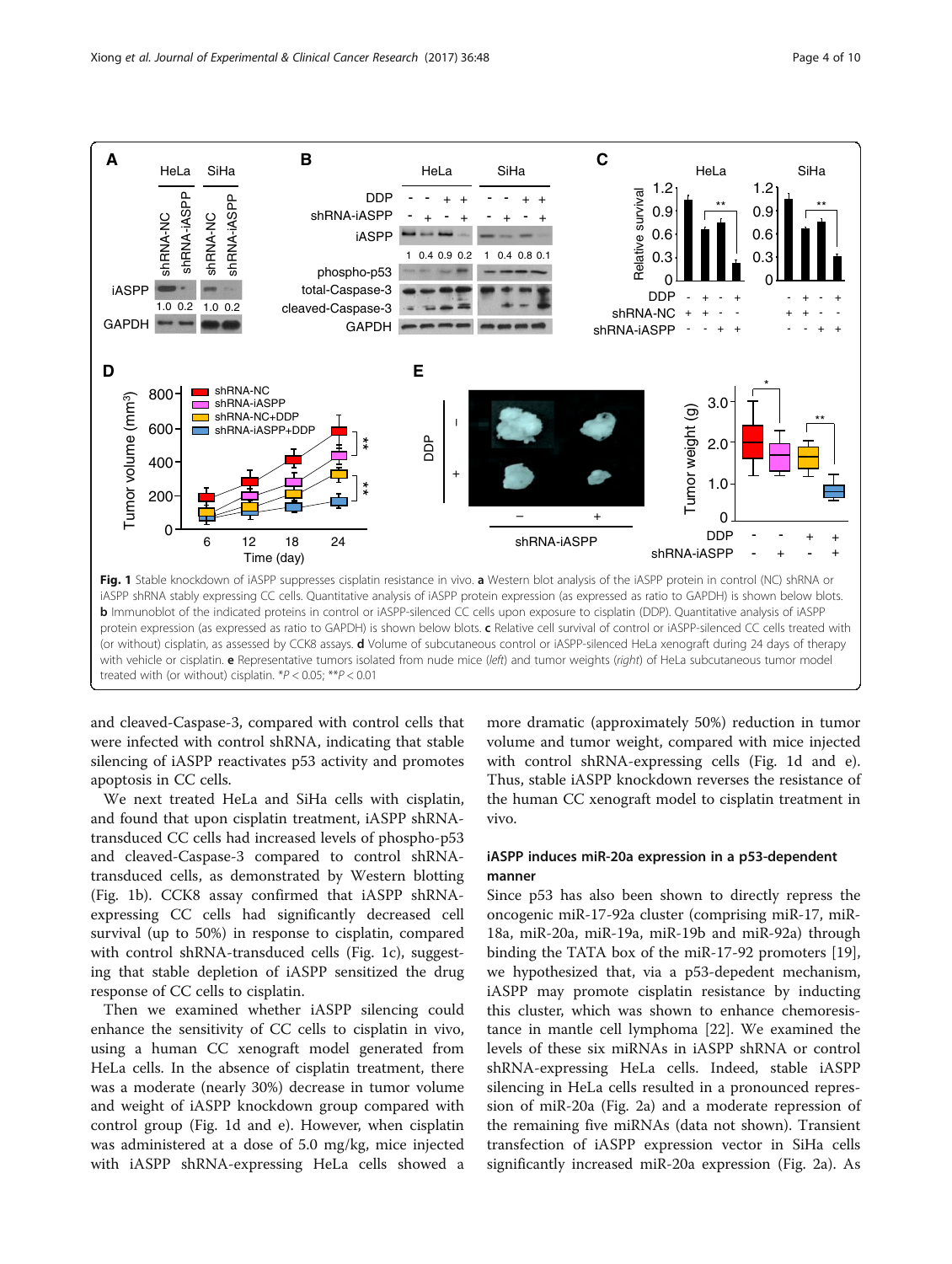**Fig. 1** Stable knockdown of iASPP suppresses cisplatin resistance in vivo. **a** Western blot analysis of the iASPP protein in control (NC) shRNA or iASPP shRNA stably expressing CC cells. Quantitative analysis of iASPP protein expression (as expressed as ratio to GAPDH) is shown below blots. **b** Immunoblot of the indicated proteins in control or iASPP-silenced CC cells upon exposure to cisplatin (DDP). Quantitative analysis of iASPP protein expression (as expressed as ratio to GAPDH) is shown below blots. **c** Relative cell survival of control or iASPP-silenced CC cells treated with (or without) cisplatin, as assessed by CCK8 assays. **d** Volume of subcutaneous control or iASPP-silenced HeLa xenograft during 24 days of therapy with vehicle or cisplatin. **e** Representative tumors isolated from nude mice (*left*) and tumor weights (*right*) of HeLa subcutaneous tumor model treated with (or without) cisplatin. \*$P < 0.05$; \*\*$P < 0.01$

and cleaved-Caspase-3, compared with control cells that were infected with control shRNA, indicating that stable silencing of iASPP reactivates p53 activity and promotes apoptosis in CC cells.

We next treated HeLa and SiHa cells with cisplatin, and found that upon cisplatin treatment, iASPP shRNA-transduced CC cells had increased levels of phospho-p53 and cleaved-Caspase-3 compared to control shRNA-transduced cells, as demonstrated by Western blotting (Fig. 1b). CCK8 assay confirmed that iASPP shRNA-expressing CC cells had significantly decreased cell survival (up to 50%) in response to cisplatin, compared with control shRNA-transduced cells (Fig. 1c), suggesting that stable depletion of iASPP sensitized the drug response of CC cells to cisplatin.

Then we examined whether iASPP silencing could enhance the sensitivity of CC cells to cisplatin in vivo, using a human CC xenograft model generated from HeLa cells. In the absence of cisplatin treatment, there was a moderate (nearly 30%) decrease in tumor volume and weight of iASPP knockdown group compared with control group (Fig. 1d and e). However, when cisplatin was administered at a dose of 5.0 mg/kg, mice injected with iASPP shRNA-expressing HeLa cells showed a more dramatic (approximately 50%) reduction in tumor volume and tumor weight, compared with mice injected with control shRNA-expressing cells (Fig. 1d and e). Thus, stable iASPP knockdown reverses the resistance of the human CC xenograft model to cisplatin treatment in vivo.

### iASPP induces miR-20a expression in a p53-dependent manner

Since p53 has also been shown to directly repress the oncogenic miR-17-92a cluster (comprising miR-17, miR-18a, miR-20a, miR-19a, miR-19b and miR-92a) through binding the TATA box of the miR-17-92 promoters [19], we hypothesized that, via a p53-depedent mechanism, iASPP may promote cisplatin resistance by inducting this cluster, which was shown to enhance chemoresistance in mantle cell lymphoma [22]. We examined the levels of these six miRNAs in iASPP shRNA or control shRNA-expressing HeLa cells. Indeed, stable iASPP silencing in HeLa cells resulted in a pronounced repression of miR-20a (Fig. 2a) and a moderate repression of the remaining five miRNAs (data not shown). Transient transfection of iASPP expression vector in SiHa cells significantly increased miR-20a expression (Fig. 2a). As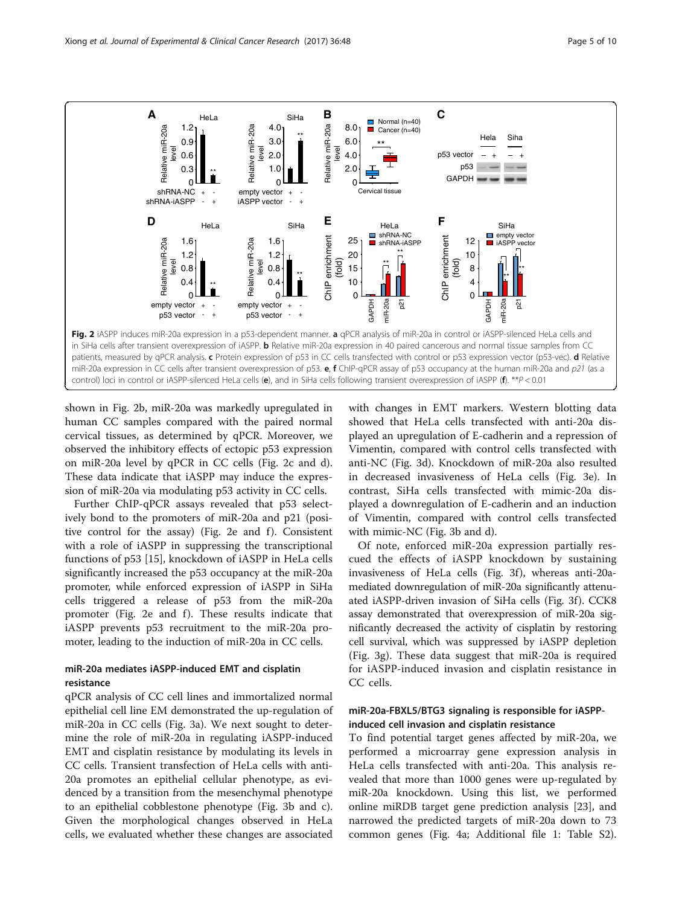**Fig. 2** iASPP induces miR-20a expression in a p53-dependent manner. **a** qPCR analysis of miR-20a in control or iASPP-silenced HeLa cells and in SiHa cells after transient overexpression of iASPP. **b** Relative miR-20a expression in 40 paired cancerous and normal tissue samples from CC patients, measured by qPCR analysis. **c** Protein expression of p53 in CC cells transfected with control or p53 expression vector (p53-vec). **d** Relative miR-20a expression in CC cells after transient overexpression of p53. **e**, **f** ChIP-qPCR assay of p53 occupancy at the human miR-20a and *p21* (as a control) loci in control or iASPP-silenced HeLa cells (**e**), and in SiHa cells following transient overexpression of iASPP (**f**). $^{**}P < 0.01$

shown in Fig. 2b, miR-20a was markedly upregulated in human CC samples compared with the paired normal cervical tissues, as determined by qPCR. Moreover, we observed the inhibitory effects of ectopic p53 expression on miR-20a level by qPCR in CC cells (Fig. 2c and d). These data indicate that iASPP may induce the expression of miR-20a via modulating p53 activity in CC cells.

Further ChIP-qPCR assays revealed that p53 selectively bond to the promoters of miR-20a and p21 (positive control for the assay) (Fig. 2e and f). Consistent with a role of iASPP in suppressing the transcriptional functions of p53 [15], knockdown of iASPP in HeLa cells significantly increased the p53 occupancy at the miR-20a promoter, while enforced expression of iASPP in SiHa cells triggered a release of p53 from the miR-20a promoter (Fig. 2e and f). These results indicate that iASPP prevents p53 recruitment to the miR-20a promoter, leading to the induction of miR-20a in CC cells.

## miR-20a mediates iASPP-induced EMT and cisplatin resistance

qPCR analysis of CC cell lines and immortalized normal epithelial cell line EM demonstrated the up-regulation of miR-20a in CC cells (Fig. 3a). We next sought to determine the role of miR-20a in regulating iASPP-induced EMT and cisplatin resistance by modulating its levels in CC cells. Transient transfection of HeLa cells with anti-20a promotes an epithelial cellular phenotype, as evidenced by a transition from the mesenchymal phenotype to an epithelial cobblestone phenotype (Fig. 3b and c). Given the morphological changes observed in HeLa cells, we evaluated whether these changes are associated with changes in EMT markers. Western blotting data showed that HeLa cells transfected with anti-20a displayed an upregulation of E-cadherin and a repression of Vimentin, compared with control cells transfected with anti-NC (Fig. 3d). Knockdown of miR-20a also resulted in decreased invasiveness of HeLa cells (Fig. 3e). In contrast, SiHa cells transfected with mimic-20a displayed a downregulation of E-cadherin and an induction of Vimentin, compared with control cells transfected with mimic-NC (Fig. 3b and d).

Of note, enforced miR-20a expression partially rescued the effects of iASPP knockdown by sustaining invasiveness of HeLa cells (Fig. 3f), whereas anti-20a-mediated downregulation of miR-20a significantly attenuated iASPP-driven invasion of SiHa cells (Fig. 3f). CCK8 assay demonstrated that overexpression of miR-20a significantly decreased the activity of cisplatin by restoring cell survival, which was suppressed by iASPP depletion (Fig. 3g). These data suggest that miR-20a is required for iASPP-induced invasion and cisplatin resistance in CC cells.

## miR-20a-FBXL5/BTG3 signaling is responsible for iASPP-induced cell invasion and cisplatin resistance

To find potential target genes affected by miR-20a, we performed a microarray gene expression analysis in HeLa cells transfected with anti-20a. This analysis revealed that more than 1000 genes were up-regulated by miR-20a knockdown. Using this list, we performed online miRDB target gene prediction analysis [23], and narrowed the predicted targets of miR-20a down to 73 common genes (Fig. 4a; Additional file 1: Table S2).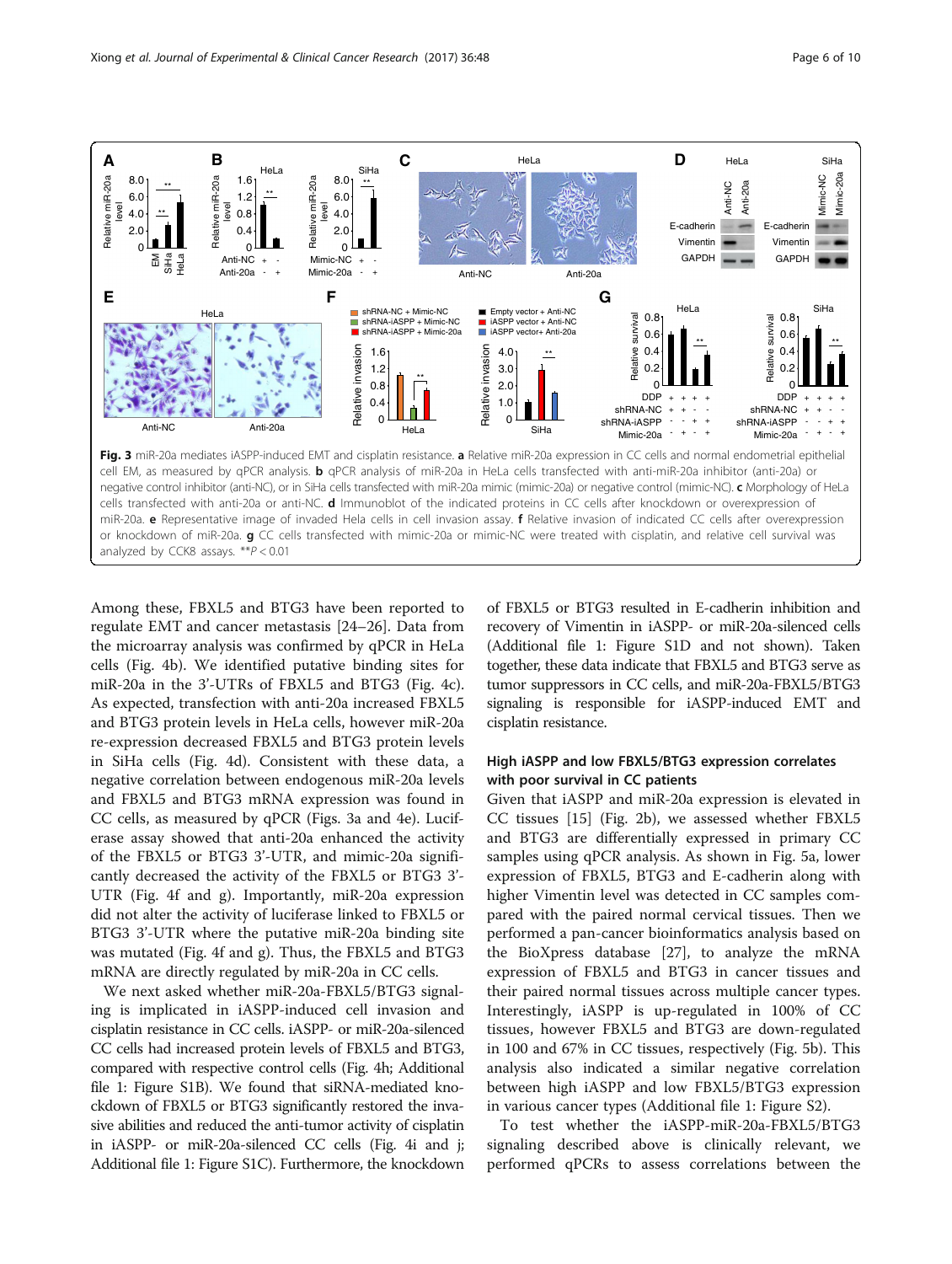**Fig. 3** miR-20a mediates iASPP-induced EMT and cisplatin resistance. **a** Relative miR-20a expression in CC cells and normal endometrial epithelial cell EM, as measured by qPCR analysis. **b** qPCR analysis of miR-20a in HeLa cells transfected with anti-miR-20a inhibitor (anti-20a) or negative control inhibitor (anti-NC), or in SiHa cells transfected with miR-20a mimic (mimic-20a) or negative control (mimic-NC). **c** Morphology of HeLa cells transfected with anti-20a or anti-NC. **d** Immunoblot of the indicated proteins in CC cells after knockdown or overexpression of miR-20a. **e** Representative image of invaded Hela cells in cell invasion assay. **f** Relative invasion of indicated CC cells after overexpression or knockdown of miR-20a. **g** CC cells transfected with mimic-20a or mimic-NC were treated with cisplatin, and relative cell survival was analyzed by CCK8 assays. **$P < 0.01$

Among these, FBXL5 and BTG3 have been reported to regulate EMT and cancer metastasis [24–26]. Data from the microarray analysis was confirmed by qPCR in HeLa cells (Fig. 4b). We identified putative binding sites for miR-20a in the 3'-UTRs of FBXL5 and BTG3 (Fig. 4c). As expected, transfection with anti-20a increased FBXL5 and BTG3 protein levels in HeLa cells, however miR-20a re-expression decreased FBXL5 and BTG3 protein levels in SiHa cells (Fig. 4d). Consistent with these data, a negative correlation between endogenous miR-20a levels and FBXL5 and BTG3 mRNA expression was found in CC cells, as measured by qPCR (Figs. 3a and 4e). Luciferase assay showed that anti-20a enhanced the activity of the FBXL5 or BTG3 3'-UTR, and mimic-20a significantly decreased the activity of the FBXL5 or BTG3 3'-UTR (Fig. 4f and g). Importantly, miR-20a expression did not alter the activity of luciferase linked to FBXL5 or BTG3 3'-UTR where the putative miR-20a binding site was mutated (Fig. 4f and g). Thus, the FBXL5 and BTG3 mRNA are directly regulated by miR-20a in CC cells.

We next asked whether miR-20a-FBXL5/BTG3 signaling is implicated in iASPP-induced cell invasion and cisplatin resistance in CC cells. iASPP- or miR-20a-silenced CC cells had increased protein levels of FBXL5 and BTG3, compared with respective control cells (Fig. 4h; Additional file 1: Figure S1B). We found that siRNA-mediated knockdown of FBXL5 or BTG3 significantly restored the invasive abilities and reduced the anti-tumor activity of cisplatin in iASPP- or miR-20a-silenced CC cells (Fig. 4i and j; Additional file 1: Figure S1C). Furthermore, the knockdown of FBXL5 or BTG3 resulted in E-cadherin inhibition and recovery of Vimentin in iASPP- or miR-20a-silenced cells (Additional file 1: Figure S1D and not shown). Taken together, these data indicate that FBXL5 and BTG3 serve as tumor suppressors in CC cells, and miR-20a-FBXL5/BTG3 signaling is responsible for iASPP-induced EMT and cisplatin resistance.

### High iASPP and low FBXL5/BTG3 expression correlates with poor survival in CC patients

Given that iASPP and miR-20a expression is elevated in CC tissues [15] (Fig. 2b), we assessed whether FBXL5 and BTG3 are differentially expressed in primary CC samples using qPCR analysis. As shown in Fig. 5a, lower expression of FBXL5, BTG3 and E-cadherin along with higher Vimentin level was detected in CC samples compared with the paired normal cervical tissues. Then we performed a pan-cancer bioinformatics analysis based on the BioXpress database [27], to analyze the mRNA expression of FBXL5 and BTG3 in cancer tissues and their paired normal tissues across multiple cancer types. Interestingly, iASPP is up-regulated in 100% of CC tissues, however FBXL5 and BTG3 are down-regulated in 100 and 67% in CC tissues, respectively (Fig. 5b). This analysis also indicated a similar negative correlation between high iASPP and low FBXL5/BTG3 expression in various cancer types (Additional file 1: Figure S2).

To test whether the iASPP-miR-20a-FBXL5/BTG3 signaling described above is clinically relevant, we performed qPCRs to assess correlations between the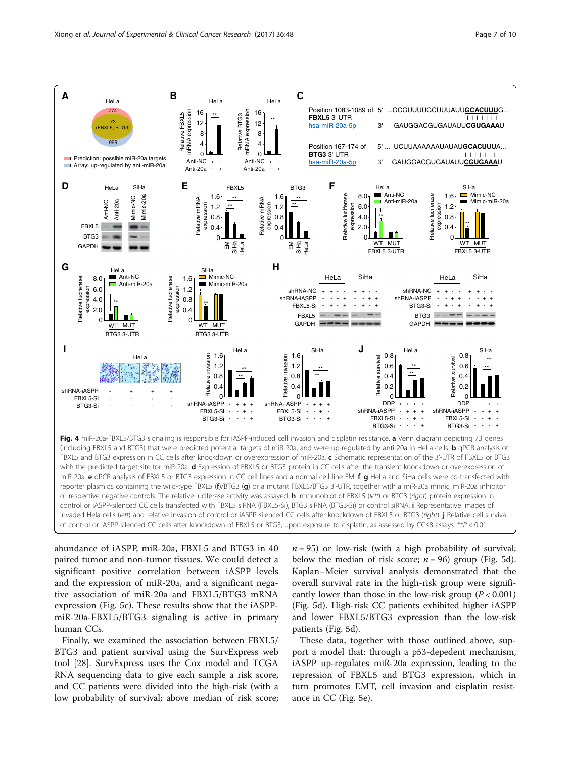**Fig. 4** miR-20a-FBXL5/BTG3 signaling is responsible for iASPP-induced cell invasion and cisplatin resistance. **a** Venn diagram depicting 73 genes (including FBXL5 and BTG3) that were predicted potential targets of miR-20a, and were up-regulated by anti-20a in HeLa cells. **b** qPCR analysis of FBXL5 and BTG3 expression in CC cells after knockdown or overexpression of miR-20a. **c** Schematic representation of the 3′-UTR of FBXL5 or BTG3 with the predicted target site for miR-20a. **d** Expression of FBXL5 or BTG3 protein in CC cells after the transient knockdown or overexpression of miR-20a. **e** qPCR analysis of FBXL5 or BTG3 expression in CC cell lines and a normal cell line EM. **f**, **g** HeLa and SiHa cells were co-transfected with reporter plasmids containing the wild-type FBXL5 (**f**)/BTG3 (**g**) or a mutant FBXL5/BTG3 3′-UTR, together with a miR-20a mimic, miR-20a inhibitor or respective negative controls. The relative luciferase activity was assayed. **h** Immunoblot of FBXL5 (*left*) or BTG3 (*right*) protein expression in control or iASPP-silenced CC cells transfected with FBXL5 siRNA (FBXL5-Si), BTG3 siRNA (BTG3-Si) or control siRNA. **i** Representative images of invaded Hela cells (*left*) and relative invasion of control or iASPP-silenced CC cells after knockdown of FBXL5 or BTG3 (*right*). **j** Relative cell survival of control or iASPP-silenced CC cells after knockdown of FBXL5 or BTG3, upon exposure to cisplatin, as assessed by CCK8 assays. **$P < 0.01$

abundance of iASPP, miR-20a, FBXL5 and BTG3 in 40 paired tumor and non-tumor tissues. We could detect a significant positive correlation between iASPP levels and the expression of miR-20a, and a significant negative association of miR-20a and FBXL5/BTG3 mRNA expression (Fig. 5c). These results show that the iASPP-miR-20a-FBXL5/BTG3 signaling is active in primary human CCs.

Finally, we examined the association between FBXL5/BTG3 and patient survival using the SurvExpress web tool [28]. SurvExpress uses the Cox model and TCGA RNA sequencing data to give each sample a risk score, and CC patients were divided into the high-risk (with a low probability of survival; above median of risk score; $n = 95$) or low-risk (with a high probability of survival; below the median of risk score; $n = 96$) group (Fig. 5d). Kaplan–Meier survival analysis demonstrated that the overall survival rate in the high-risk group were significantly lower than those in the low-risk group ($P < 0.001$) (Fig. 5d). High-risk CC patients exhibited higher iASPP and lower FBXL5/BTG3 expression than the low-risk patients (Fig. 5d).

These data, together with those outlined above, support a model that: through a p53-depedent mechanism, iASPP up-regulates miR-20a expression, leading to the repression of FBXL5 and BTG3 expression, which in turn promotes EMT, cell invasion and cisplatin resistance in CC (Fig. 5e).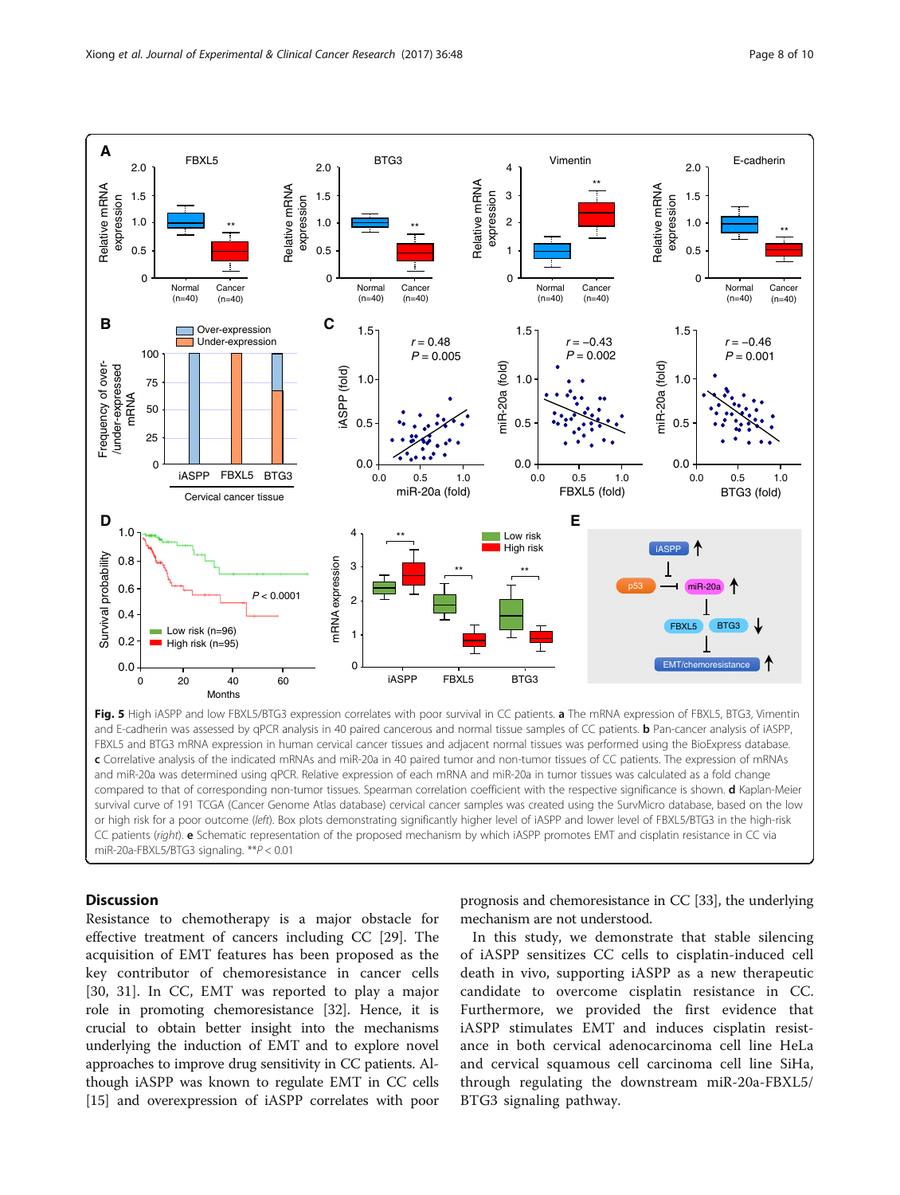**Fig. 5** High iASPP and low FBXL5/BTG3 expression correlates with poor survival in CC patients. **a** The mRNA expression of FBXL5, BTG3, Vimentin and E-cadherin was assessed by qPCR analysis in 40 paired cancerous and normal tissue samples of CC patients. **b** Pan-cancer analysis of iASPP, FBXL5 and BTG3 mRNA expression in human cervical cancer tissues and adjacent normal tissues was performed using the BioExpress database. **c** Correlative analysis of the indicated mRNAs and miR-20a in 40 paired tumor and non-tumor tissues of CC patients. The expression of mRNAs and miR-20a was determined using qPCR. Relative expression of each mRNA and miR-20a in tumor tissues was calculated as a fold change compared to that of corresponding non-tumor tissues. Spearman correlation coefficient with the respective significance is shown. **d** Kaplan-Meier survival curve of 191 TCGA (Cancer Genome Atlas database) cervical cancer samples was created using the SurvMicro database, based on the low or high risk for a poor outcome (*left*). Box plots demonstrating significantly higher level of iASPP and lower level of FBXL5/BTG3 in the high-risk CC patients (*right*). **e** Schematic representation of the proposed mechanism by which iASPP promotes EMT and cisplatin resistance in CC via miR-20a-FBXL5/BTG3 signaling. $^{**}P < 0.01$

## Discussion

Resistance to chemotherapy is a major obstacle for effective treatment of cancers including CC [29]. The acquisition of EMT features has been proposed as the key contributor of chemoresistance in cancer cells [30, 31]. In CC, EMT was reported to play a major role in promoting chemoresistance [32]. Hence, it is crucial to obtain better insight into the mechanisms underlying the induction of EMT and to explore novel approaches to improve drug sensitivity in CC patients. Although iASPP was known to regulate EMT in CC cells [15] and overexpression of iASPP correlates with poor prognosis and chemoresistance in CC [33], the underlying mechanism are not understood.

In this study, we demonstrate that stable silencing of iASPP sensitizes CC cells to cisplatin-induced cell death in vivo, supporting iASPP as a new therapeutic candidate to overcome cisplatin resistance in CC. Furthermore, we provided the first evidence that iASPP stimulates EMT and induces cisplatin resistance in both cervical adenocarcinoma cell line HeLa and cervical squamous cell carcinoma cell line SiHa, through regulating the downstream miR-20a-FBXL5/BTG3 signaling pathway.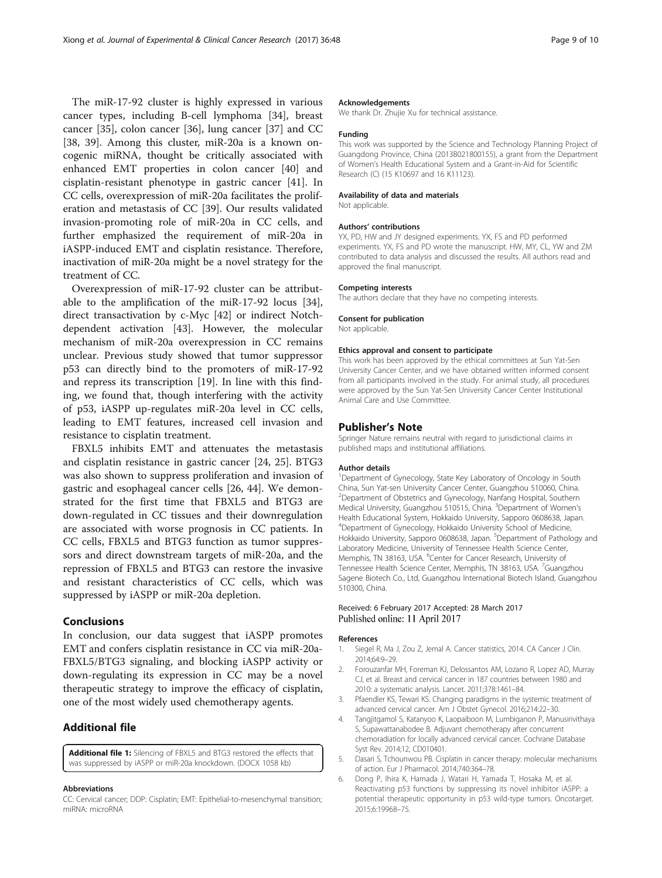The miR-17-92 cluster is highly expressed in various cancer types, including B-cell lymphoma [34], breast cancer [35], colon cancer [36], lung cancer [37] and CC [38, 39]. Among this cluster, miR-20a is a known oncogenic miRNA, thought be critically associated with enhanced EMT properties in colon cancer [40] and cisplatin-resistant phenotype in gastric cancer [41]. In CC cells, overexpression of miR-20a facilitates the proliferation and metastasis of CC [39]. Our results validated invasion-promoting role of miR-20a in CC cells, and further emphasized the requirement of miR-20a in iASPP-induced EMT and cisplatin resistance. Therefore, inactivation of miR-20a might be a novel strategy for the treatment of CC.

Overexpression of miR-17-92 cluster can be attributable to the amplification of the miR-17-92 locus [34], direct transactivation by c-Myc [42] or indirect Notch-dependent activation [43]. However, the molecular mechanism of miR-20a overexpression in CC remains unclear. Previous study showed that tumor suppressor p53 can directly bind to the promoters of miR-17-92 and repress its transcription [19]. In line with this finding, we found that, though interfering with the activity of p53, iASPP up-regulates miR-20a level in CC cells, leading to EMT features, increased cell invasion and resistance to cisplatin treatment.

FBXL5 inhibits EMT and attenuates the metastasis and cisplatin resistance in gastric cancer [24, 25]. BTG3 was also shown to suppress proliferation and invasion of gastric and esophageal cancer cells [26, 44]. We demonstrated for the first time that FBXL5 and BTG3 are down-regulated in CC tissues and their downregulation are associated with worse prognosis in CC patients. In CC cells, FBXL5 and BTG3 function as tumor suppressors and direct downstream targets of miR-20a, and the repression of FBXL5 and BTG3 can restore the invasive and resistant characteristics of CC cells, which was suppressed by iASPP or miR-20a depletion.

## Conclusions

In conclusion, our data suggest that iASPP promotes EMT and confers cisplatin resistance in CC via miR-20a-FBXL5/BTG3 signaling, and blocking iASPP activity or down-regulating its expression in CC may be a novel therapeutic strategy to improve the efficacy of cisplatin, one of the most widely used chemotherapy agents.

## Additional file

**Additional file 1:** Silencing of FBXL5 and BTG3 restored the effects that was suppressed by iASPP or miR-20a knockdown. (DOCX 1058 kb)

#### Abbreviations

CC: Cervical cancer; DDP: Cisplatin; EMT: Epithelial-to-mesenchymal transition; miRNA: microRNA

#### Acknowledgements

We thank Dr. Zhujie Xu for technical assistance.

#### Funding

This work was supported by the Science and Technology Planning Project of Guangdong Province, China (2013B021800155), a grant from the Department of Women's Health Educational System and a Grant-in-Aid for Scientific Research (C) (15 K10697 and 16 K11123).

#### Availability of data and materials

Not applicable.

#### Authors' contributions

YX, PD, HW and JY designed experiments. YX, FS and PD performed experiments. YX, FS and PD wrote the manuscript. HW, MY, CL, YW and ZM contributed to data analysis and discussed the results. All authors read and approved the final manuscript.

#### Competing interests

The authors declare that they have no competing interests.

#### Consent for publication

Not applicable.

#### Ethics approval and consent to participate

This work has been approved by the ethical committees at Sun Yat-Sen University Cancer Center, and we have obtained written informed consent from all participants involved in the study. For animal study, all procedures were approved by the Sun Yat-Sen University Cancer Center Institutional Animal Care and Use Committee.

## Publisher's Note

Springer Nature remains neutral with regard to jurisdictional claims in published maps and institutional affiliations.

#### Author details

[1]Department of Gynecology, State Key Laboratory of Oncology in South China, Sun Yat-sen University Cancer Center, Guangzhou 510060, China. [2]Department of Obstetrics and Gynecology, Nanfang Hospital, Southern Medical University, Guangzhou 510515, China. [3]Department of Women's Health Educational System, Hokkaido University, Sapporo 0608638, Japan. [4]Department of Gynecology, Hokkaido University School of Medicine, Hokkaido University, Sapporo 0608638, Japan. [5]Department of Pathology and Laboratory Medicine, University of Tennessee Health Science Center, Memphis, TN 38163, USA. [6]Center for Cancer Research, University of Tennessee Health Science Center, Memphis, TN 38163, USA. [7]Guangzhou Sagene Biotech Co., Ltd, Guangzhou International Biotech Island, Guangzhou 510300, China.

Received: 6 February 2017 Accepted: 28 March 2017
Published online: 11 April 2017

#### References

1. Siegel R, Ma J, Zou Z, Jemal A. Cancer statistics, 2014. CA Cancer J Clin. 2014;64:9–29.
2. Forouzanfar MH, Foreman KJ, Delossantos AM, Lozano R, Lopez AD, Murray CJ, et al. Breast and cervical cancer in 187 countries between 1980 and 2010: a systematic analysis. Lancet. 2011;378:1461–84.
3. Pfaendler KS, Tewari KS. Changing paradigms in the systemic treatment of advanced cervical cancer. Am J Obstet Gynecol. 2016;214:22–30.
4. Tangjitgamol S, Katanyoo K, Laopaiboon M, Lumbiganon P, Manusirivithaya S, Supawattanabodee B. Adjuvant chemotherapy after concurrent chemoradiation for locally advanced cervical cancer. Cochrane Database Syst Rev. 2014;12, CD010401.
5. Dasari S, Tchounwou PB. Cisplatin in cancer therapy: molecular mechanisms of action. Eur J Pharmacol. 2014;740:364–78.
6. Dong P, Ihira K, Hamada J, Watari H, Yamada T, Hosaka M, et al. Reactivating p53 functions by suppressing its novel inhibitor iASPP: a potential therapeutic opportunity in p53 wild-type tumors. Oncotarget. 2015;6:19968–75.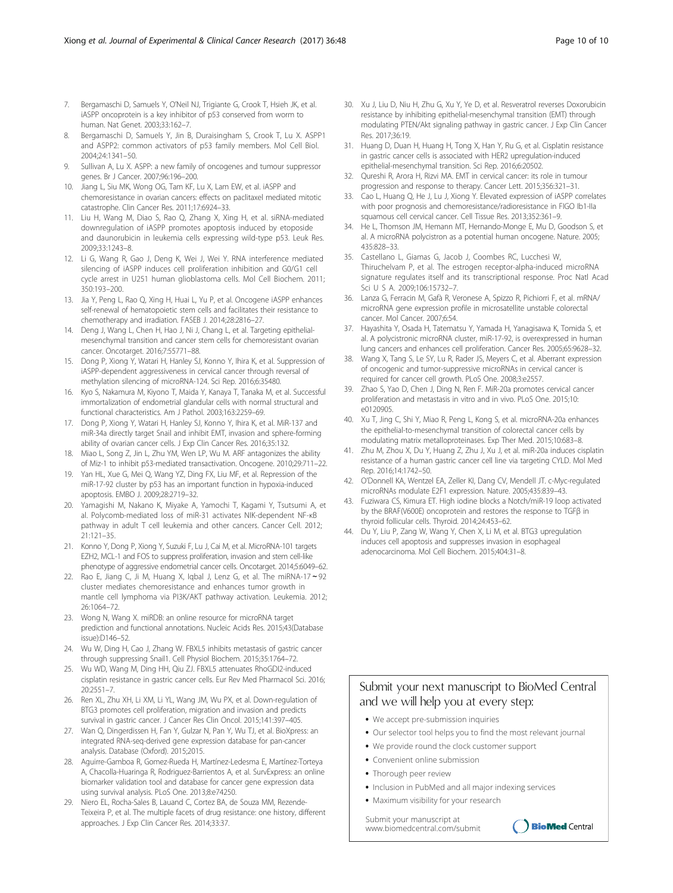7. Bergamaschi D, Samuels Y, O'Neil NJ, Trigiante G, Crook T, Hsieh JK, et al. iASPP oncoprotein is a key inhibitor of p53 conserved from worm to human. Nat Genet. 2003;33:162–7.
8. Bergamaschi D, Samuels Y, Jin B, Duraisingham S, Crook T, Lu X. ASPP1 and ASPP2: common activators of p53 family members. Mol Cell Biol. 2004;24:1341–50.
9. Sullivan A, Lu X. ASPP: a new family of oncogenes and tumour suppressor genes. Br J Cancer. 2007;96:196–200.
10. Jiang L, Siu MK, Wong OG, Tam KF, Lu X, Lam EW, et al. iASPP and chemoresistance in ovarian cancers: effects on paclitaxel mediated mitotic catastrophe. Clin Cancer Res. 2011;17:6924–33.
11. Liu H, Wang M, Diao S, Rao Q, Zhang X, Xing H, et al. siRNA-mediated downregulation of iASPP promotes apoptosis induced by etoposide and daunorubicin in leukemia cells expressing wild-type p53. Leuk Res. 2009;33:1243–8.
12. Li G, Wang R, Gao J, Deng K, Wei J, Wei Y. RNA interference mediated silencing of iASPP induces cell proliferation inhibition and G0/G1 cell cycle arrest in U251 human glioblastoma cells. Mol Cell Biochem. 2011;350:193–200.
13. Jia Y, Peng L, Rao Q, Xing H, Huai L, Yu P, et al. Oncogene iASPP enhances self-renewal of hematopoietic stem cells and facilitates their resistance to chemotherapy and irradiation. FASEB J. 2014;28:2816–27.
14. Deng J, Wang L, Chen H, Hao J, Ni J, Chang L, et al. Targeting epithelial-mesenchymal transition and cancer stem cells for chemoresistant ovarian cancer. Oncotarget. 2016;7:55771–88.
15. Dong P, Xiong Y, Watari H, Hanley SJ, Konno Y, Ihira K, et al. Suppression of iASPP-dependent aggressiveness in cervical cancer through reversal of methylation silencing of microRNA-124. Sci Rep. 2016;6:35480.
16. Kyo S, Nakamura M, Kiyono T, Maida Y, Kanaya T, Tanaka M, et al. Successful immortalization of endometrial glandular cells with normal structural and functional characteristics. Am J Pathol. 2003;163:2259–69.
17. Dong P, Xiong Y, Watari H, Hanley SJ, Konno Y, Ihira K, et al. MiR-137 and miR-34a directly target Snail and inhibit EMT, invasion and sphere-forming ability of ovarian cancer cells. J Exp Clin Cancer Res. 2016;35:132.
18. Miao L, Song Z, Jin L, Zhu YM, Wen LP, Wu M. ARF antagonizes the ability of Miz-1 to inhibit p53-mediated transactivation. Oncogene. 2010;29:711–22.
19. Yan HL, Xue G, Mei Q, Wang YZ, Ding FX, Liu MF, et al. Repression of the miR-17-92 cluster by p53 has an important function in hypoxia-induced apoptosis. EMBO J. 2009;28:2719–32.
20. Yamagishi M, Nakano K, Miyake A, Yamochi T, Kagami Y, Tsutsumi A, et al. Polycomb-mediated loss of miR-31 activates NIK-dependent NF-κB pathway in adult T cell leukemia and other cancers. Cancer Cell. 2012;21:121–35.
21. Konno Y, Dong P, Xiong Y, Suzuki F, Lu J, Cai M, et al. MicroRNA-101 targets EZH2, MCL-1 and FOS to suppress proliferation, invasion and stem cell-like phenotype of aggressive endometrial cancer cells. Oncotarget. 2014;5:6049–62.
22. Rao E, Jiang C, Ji M, Huang X, Iqbal J, Lenz G, et al. The miRNA-17 ~ 92 cluster mediates chemoresistance and enhances tumor growth in mantle cell lymphoma via PI3K/AKT pathway activation. Leukemia. 2012;26:1064–72.
23. Wong N, Wang X. miRDB: an online resource for microRNA target prediction and functional annotations. Nucleic Acids Res. 2015;43(Database issue):D146–52.
24. Wu W, Ding H, Cao J, Zhang W. FBXL5 inhibits metastasis of gastric cancer through suppressing Snail1. Cell Physiol Biochem. 2015;35:1764–72.
25. Wu WD, Wang M, Ding HH, Qiu ZJ. FBXL5 attenuates RhoGDI2-induced cisplatin resistance in gastric cancer cells. Eur Rev Med Pharmacol Sci. 2016;20:2551–7.
26. Ren XL, Zhu XH, Li XM, Li YL, Wang JM, Wu PX, et al. Down-regulation of BTG3 promotes cell proliferation, migration and invasion and predicts survival in gastric cancer. J Cancer Res Clin Oncol. 2015;141:397–405.
27. Wan Q, Dingerdissen H, Fan Y, Gulzar N, Pan Y, Wu TJ, et al. BioXpress: an integrated RNA-seq-derived gene expression database for pan-cancer analysis. Database (Oxford). 2015;2015.
28. Aguirre-Gamboa R, Gomez-Rueda H, Martínez-Ledesma E, Martínez-Torteya A, Chacolla-Huaringa R, Rodriguez-Barrientos A, et al. SurvExpress: an online biomarker validation tool and database for cancer gene expression data using survival analysis. PLoS One. 2013;8:e74250.
29. Niero EL, Rocha-Sales B, Lauand C, Cortez BA, de Souza MM, Rezende-Teixeira P, et al. The multiple facets of drug resistance: one history, different approaches. J Exp Clin Cancer Res. 2014;33:37.
30. Xu J, Liu D, Niu H, Zhu G, Xu Y, Ye D, et al. Resveratrol reverses Doxorubicin resistance by inhibiting epithelial-mesenchymal transition (EMT) through modulating PTEN/Akt signaling pathway in gastric cancer. J Exp Clin Cancer Res. 2017;36:19.
31. Huang D, Duan H, Huang H, Tong X, Han Y, Ru G, et al. Cisplatin resistance in gastric cancer cells is associated with HER2 upregulation-induced epithelial-mesenchymal transition. Sci Rep. 2016;6:20502.
32. Qureshi R, Arora H, Rizvi MA. EMT in cervical cancer: its role in tumour progression and response to therapy. Cancer Lett. 2015;356:321–31.
33. Cao L, Huang Q, He J, Lu J, Xiong Y. Elevated expression of iASPP correlates with poor prognosis and chemoresistance/radioresistance in FIGO Ib1-IIa squamous cell cervical cancer. Cell Tissue Res. 2013;352:361–9.
34. He L, Thomson JM, Hemann MT, Hernando-Monge E, Mu D, Goodson S, et al. A microRNA polycistron as a potential human oncogene. Nature. 2005;435:828–33.
35. Castellano L, Giamas G, Jacob J, Coombes RC, Lucchesi W, Thiruchelvam P, et al. The estrogen receptor-alpha-induced microRNA signature regulates itself and its transcriptional response. Proc Natl Acad Sci U S A. 2009;106:15732–7.
36. Lanza G, Ferracin M, Gafà R, Veronese A, Spizzo R, Pichiorri F, et al. mRNA/microRNA gene expression profile in microsatellite unstable colorectal cancer. Mol Cancer. 2007;6:54.
37. Hayashita Y, Osada H, Tatematsu Y, Yamada H, Yanagisawa K, Tomida S, et al. A polycistronic microRNA cluster, miR-17-92, is overexpressed in human lung cancers and enhances cell proliferation. Cancer Res. 2005;65:9628–32.
38. Wang X, Tang S, Le SY, Lu R, Rader JS, Meyers C, et al. Aberrant expression of oncogenic and tumor-suppressive microRNAs in cervical cancer is required for cancer cell growth. PLoS One. 2008;3:e2557.
39. Zhao S, Yao D, Chen J, Ding N, Ren F. MiR-20a promotes cervical cancer proliferation and metastasis in vitro and in vivo. PLoS One. 2015;10:e0120905.
40. Xu T, Jing C, Shi Y, Miao R, Peng L, Kong S, et al. microRNA-20a enhances the epithelial-to-mesenchymal transition of colorectal cancer cells by modulating matrix metalloproteinases. Exp Ther Med. 2015;10:683–8.
41. Zhu M, Zhou X, Du Y, Huang Z, Zhu J, Xu J, et al. miR-20a induces cisplatin resistance of a human gastric cancer cell line via targeting CYLD. Mol Med Rep. 2016;14:1742–50.
42. O'Donnell KA, Wentzel EA, Zeller KI, Dang CV, Mendell JT. c-Myc-regulated microRNAs modulate E2F1 expression. Nature. 2005;435:839–43.
43. Fuziwara CS, Kimura ET. High iodine blocks a Notch/miR-19 loop activated by the BRAF(V600E) oncoprotein and restores the response to TGFβ in thyroid follicular cells. Thyroid. 2014;24:453–62.
44. Du Y, Liu P, Zang W, Wang Y, Chen X, Li M, et al. BTG3 upregulation induces cell apoptosis and suppresses invasion in esophageal adenocarcinoma. Mol Cell Biochem. 2015;404:31–8.

Submit your next manuscript to BioMed Central and we will help you at every step:

- We accept pre-submission inquiries
- Our selector tool helps you to find the most relevant journal
- We provide round the clock customer support
- Convenient online submission
- Thorough peer review
- Inclusion in PubMed and all major indexing services
- Maximum visibility for your research

Submit your manuscript at www.biomedcentral.com/submit

BioMed Central